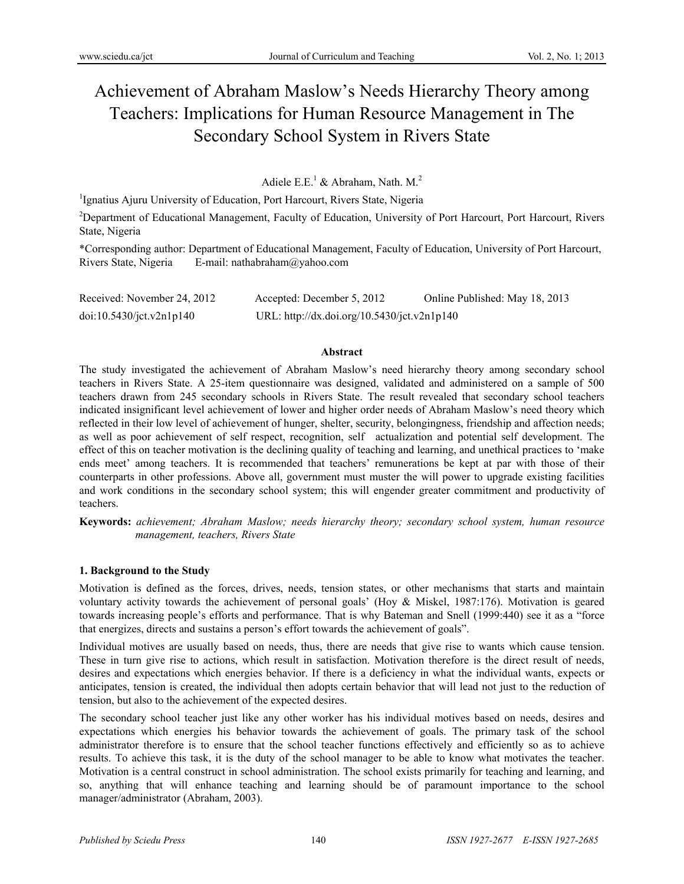# Achievement of Abraham Maslow's Needs Hierarchy Theory among Teachers: Implications for Human Resource Management in The Secondary School System in Rivers State

Adiele E.E.[1] & Abraham, Nath. M.[2]

[1]Ignatius Ajuru University of Education, Port Harcourt, Rivers State, Nigeria

[2]Department of Educational Management, Faculty of Education, University of Port Harcourt, Port Harcourt, Rivers State, Nigeria

*Corresponding author: Department of Educational Management, Faculty of Education, University of Port Harcourt, Rivers State, Nigeria E-mail: nathabraham@yahoo.com

Received: November 24, 2012 Accepted: December 5, 2012 Online Published: May 18, 2013

doi:10.5430/jct.v2n1p140 URL: http://dx.doi.org/10.5430/jct.v2n1p140

## Abstract

The study investigated the achievement of Abraham Maslow's need hierarchy theory among secondary school teachers in Rivers State. A 25-item questionnaire was designed, validated and administered on a sample of 500 teachers drawn from 245 secondary schools in Rivers State. The result revealed that secondary school teachers indicated insignificant level achievement of lower and higher order needs of Abraham Maslow's need theory which reflected in their low level of achievement of hunger, shelter, security, belongingness, friendship and affection needs; as well as poor achievement of self respect, recognition, self actualization and potential self development. The effect of this on teacher motivation is the declining quality of teaching and learning, and unethical practices to 'make ends meet' among teachers. It is recommended that teachers' remunerations be kept at par with those of their counterparts in other professions. Above all, government must muster the will power to upgrade existing facilities and work conditions in the secondary school system; this will engender greater commitment and productivity of teachers.

**Keywords:** *achievement; Abraham Maslow; needs hierarchy theory; secondary school system, human resource management, teachers, Rivers State*

## 1. Background to the Study

Motivation is defined as the forces, drives, needs, tension states, or other mechanisms that starts and maintain voluntary activity towards the achievement of personal goals' (Hoy & Miskel, 1987:176). Motivation is geared towards increasing people's efforts and performance. That is why Bateman and Snell (1999:440) see it as a "force that energizes, directs and sustains a person's effort towards the achievement of goals".

Individual motives are usually based on needs, thus, there are needs that give rise to wants which cause tension. These in turn give rise to actions, which result in satisfaction. Motivation therefore is the direct result of needs, desires and expectations which energies behavior. If there is a deficiency in what the individual wants, expects or anticipates, tension is created, the individual then adopts certain behavior that will lead not just to the reduction of tension, but also to the achievement of the expected desires.

The secondary school teacher just like any other worker has his individual motives based on needs, desires and expectations which energies his behavior towards the achievement of goals. The primary task of the school administrator therefore is to ensure that the school teacher functions effectively and efficiently so as to achieve results. To achieve this task, it is the duty of the school manager to be able to know what motivates the teacher. Motivation is a central construct in school administration. The school exists primarily for teaching and learning, and so, anything that will enhance teaching and learning should be of paramount importance to the school manager/administrator (Abraham, 2003).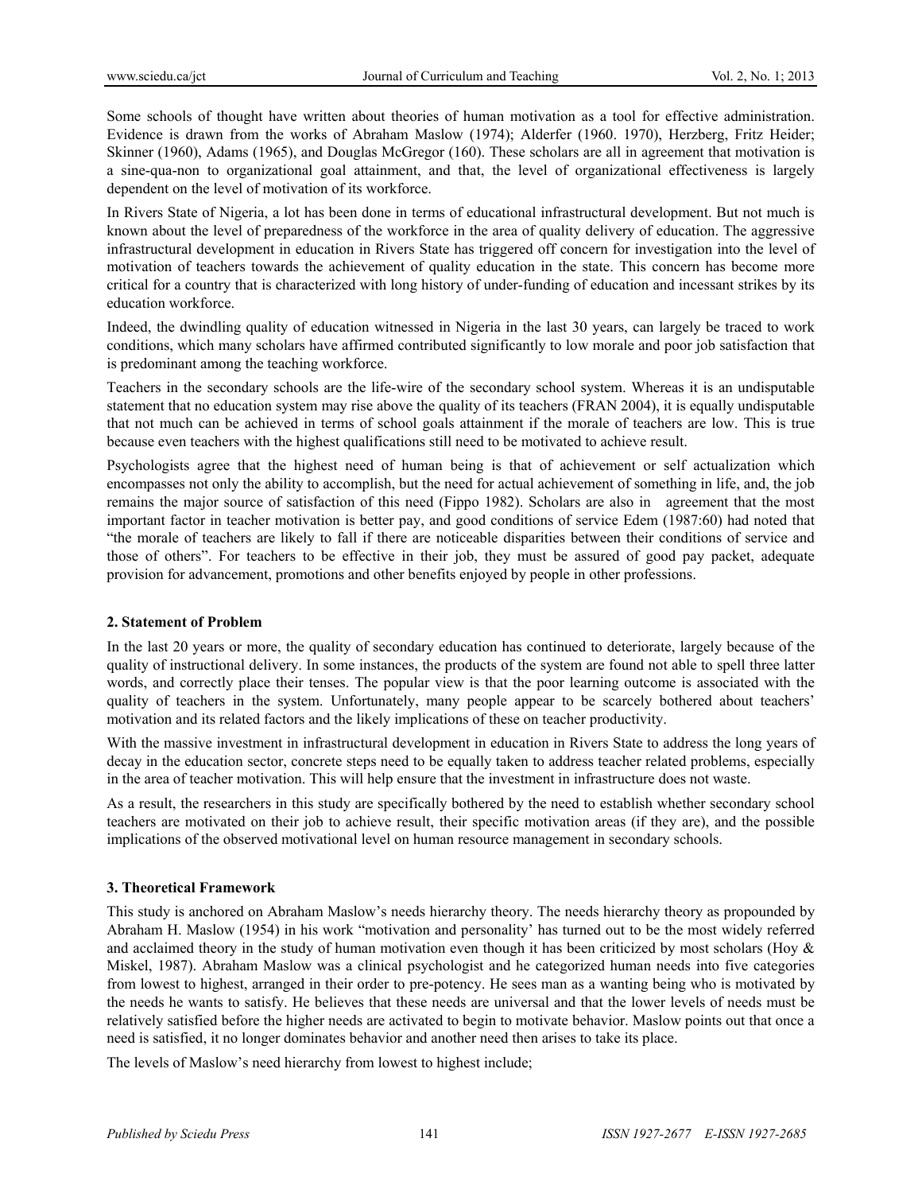Some schools of thought have written about theories of human motivation as a tool for effective administration. Evidence is drawn from the works of Abraham Maslow (1974); Alderfer (1960. 1970), Herzberg, Fritz Heider; Skinner (1960), Adams (1965), and Douglas McGregor (160). These scholars are all in agreement that motivation is a sine-qua-non to organizational goal attainment, and that, the level of organizational effectiveness is largely dependent on the level of motivation of its workforce.

In Rivers State of Nigeria, a lot has been done in terms of educational infrastructural development. But not much is known about the level of preparedness of the workforce in the area of quality delivery of education. The aggressive infrastructural development in education in Rivers State has triggered off concern for investigation into the level of motivation of teachers towards the achievement of quality education in the state. This concern has become more critical for a country that is characterized with long history of under-funding of education and incessant strikes by its education workforce.

Indeed, the dwindling quality of education witnessed in Nigeria in the last 30 years, can largely be traced to work conditions, which many scholars have affirmed contributed significantly to low morale and poor job satisfaction that is predominant among the teaching workforce.

Teachers in the secondary schools are the life-wire of the secondary school system. Whereas it is an undisputable statement that no education system may rise above the quality of its teachers (FRAN 2004), it is equally undisputable that not much can be achieved in terms of school goals attainment if the morale of teachers are low. This is true because even teachers with the highest qualifications still need to be motivated to achieve result.

Psychologists agree that the highest need of human being is that of achievement or self actualization which encompasses not only the ability to accomplish, but the need for actual achievement of something in life, and, the job remains the major source of satisfaction of this need (Fippo 1982). Scholars are also in agreement that the most important factor in teacher motivation is better pay, and good conditions of service Edem (1987:60) had noted that "the morale of teachers are likely to fall if there are noticeable disparities between their conditions of service and those of others". For teachers to be effective in their job, they must be assured of good pay packet, adequate provision for advancement, promotions and other benefits enjoyed by people in other professions.

## 2. Statement of Problem

In the last 20 years or more, the quality of secondary education has continued to deteriorate, largely because of the quality of instructional delivery. In some instances, the products of the system are found not able to spell three latter words, and correctly place their tenses. The popular view is that the poor learning outcome is associated with the quality of teachers in the system. Unfortunately, many people appear to be scarcely bothered about teachers' motivation and its related factors and the likely implications of these on teacher productivity.

With the massive investment in infrastructural development in education in Rivers State to address the long years of decay in the education sector, concrete steps need to be equally taken to address teacher related problems, especially in the area of teacher motivation. This will help ensure that the investment in infrastructure does not waste.

As a result, the researchers in this study are specifically bothered by the need to establish whether secondary school teachers are motivated on their job to achieve result, their specific motivation areas (if they are), and the possible implications of the observed motivational level on human resource management in secondary schools.

## 3. Theoretical Framework

This study is anchored on Abraham Maslow's needs hierarchy theory. The needs hierarchy theory as propounded by Abraham H. Maslow (1954) in his work "motivation and personality' has turned out to be the most widely referred and acclaimed theory in the study of human motivation even though it has been criticized by most scholars (Hoy & Miskel, 1987). Abraham Maslow was a clinical psychologist and he categorized human needs into five categories from lowest to highest, arranged in their order to pre-potency. He sees man as a wanting being who is motivated by the needs he wants to satisfy. He believes that these needs are universal and that the lower levels of needs must be relatively satisfied before the higher needs are activated to begin to motivate behavior. Maslow points out that once a need is satisfied, it no longer dominates behavior and another need then arises to take its place.

The levels of Maslow's need hierarchy from lowest to highest include;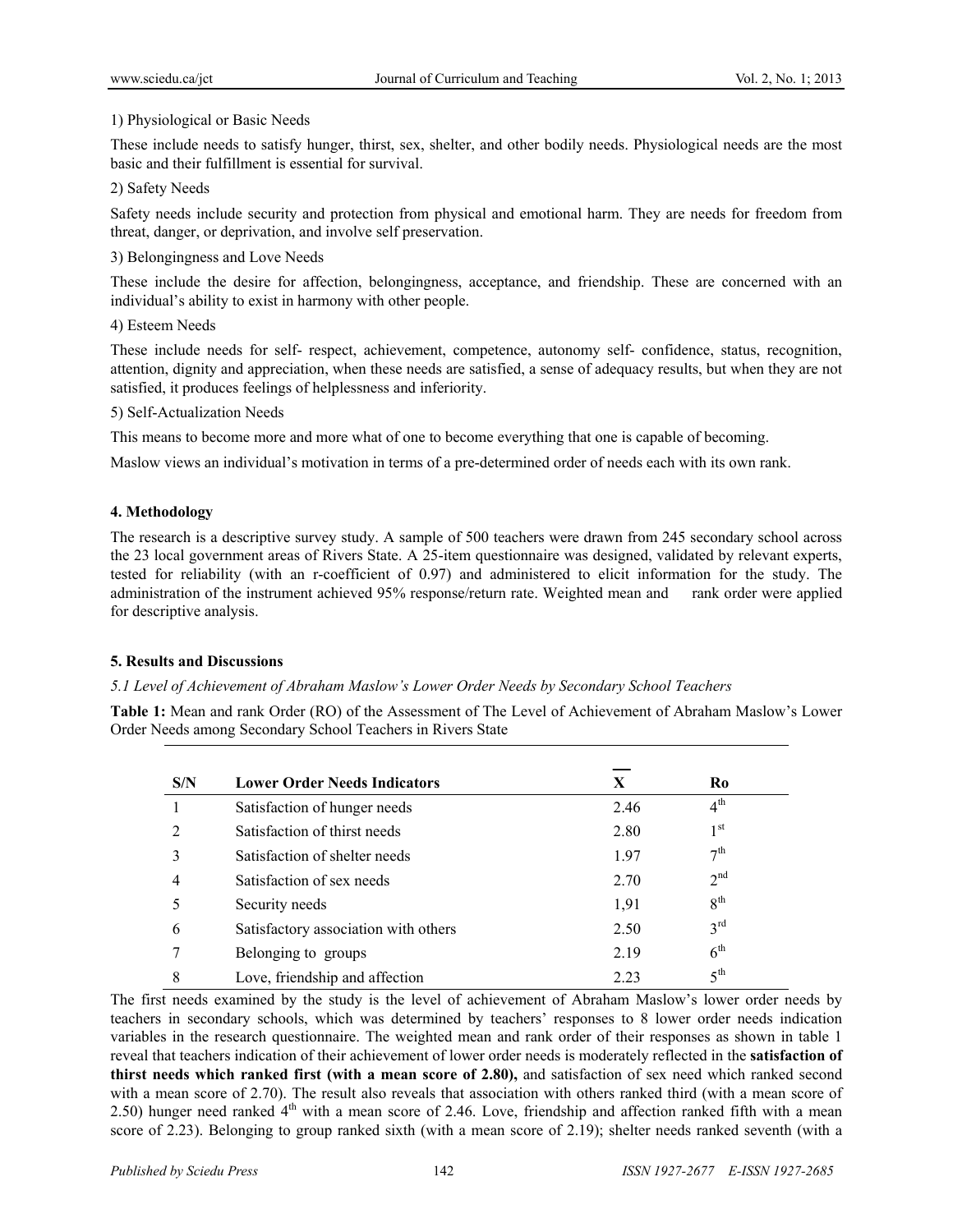1) Physiological or Basic Needs

These include needs to satisfy hunger, thirst, sex, shelter, and other bodily needs. Physiological needs are the most basic and their fulfillment is essential for survival.

2) Safety Needs

Safety needs include security and protection from physical and emotional harm. They are needs for freedom from threat, danger, or deprivation, and involve self preservation.

3) Belongingness and Love Needs

These include the desire for affection, belongingness, acceptance, and friendship. These are concerned with an individual's ability to exist in harmony with other people.

4) Esteem Needs

These include needs for self- respect, achievement, competence, autonomy self- confidence, status, recognition, attention, dignity and appreciation, when these needs are satisfied, a sense of adequacy results, but when they are not satisfied, it produces feelings of helplessness and inferiority.

5) Self-Actualization Needs

This means to become more and more what of one to become everything that one is capable of becoming.

Maslow views an individual's motivation in terms of a pre-determined order of needs each with its own rank.

## 4. Methodology

The research is a descriptive survey study. A sample of 500 teachers were drawn from 245 secondary school across the 23 local government areas of Rivers State. A 25-item questionnaire was designed, validated by relevant experts, tested for reliability (with an r-coefficient of 0.97) and administered to elicit information for the study. The administration of the instrument achieved 95% response/return rate. Weighted mean and rank order were applied for descriptive analysis.

## 5. Results and Discussions

*5.1 Level of Achievement of Abraham Maslow's Lower Order Needs by Secondary School Teachers*

**Table 1:** Mean and rank Order (RO) of the Assessment of The Level of Achievement of Abraham Maslow's Lower Order Needs among Secondary School Teachers in Rivers State

| S/N | Lower Order Needs Indicators | $\overline{X}$ | Ro |
|---|---|---|---|
| 1 | Satisfaction of hunger needs | 2.46 | 4th |
| 2 | Satisfaction of thirst needs | 2.80 | 1st |
| 3 | Satisfaction of shelter needs | 1.97 | 7th |
| 4 | Satisfaction of sex needs | 2.70 | 2nd |
| 5 | Security needs | 1,91 | 8th |
| 6 | Satisfactory association with others | 2.50 | 3rd |
| 7 | Belonging to groups | 2.19 | 6th |
| 8 | Love, friendship and affection | 2.23 | 5th |

The first needs examined by the study is the level of achievement of Abraham Maslow's lower order needs by teachers in secondary schools, which was determined by teachers' responses to 8 lower order needs indication variables in the research questionnaire. The weighted mean and rank order of their responses as shown in table 1 reveal that teachers indication of their achievement of lower order needs is moderately reflected in the **satisfaction of thirst needs which ranked first (with a mean score of 2.80),** and satisfaction of sex need which ranked second with a mean score of 2.70). The result also reveals that association with others ranked third (with a mean score of 2.50) hunger need ranked 4th with a mean score of 2.46. Love, friendship and affection ranked fifth with a mean score of 2.23). Belonging to group ranked sixth (with a mean score of 2.19); shelter needs ranked seventh (with a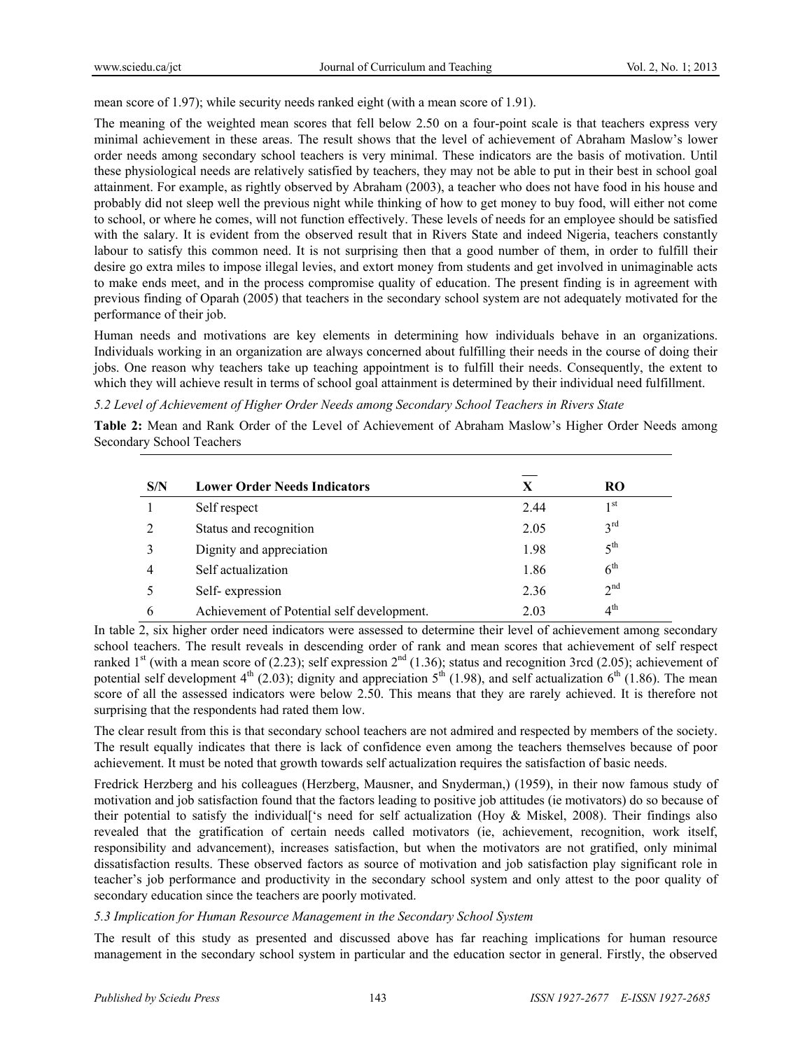mean score of 1.97); while security needs ranked eight (with a mean score of 1.91).

The meaning of the weighted mean scores that fell below 2.50 on a four-point scale is that teachers express very minimal achievement in these areas. The result shows that the level of achievement of Abraham Maslow's lower order needs among secondary school teachers is very minimal. These indicators are the basis of motivation. Until these physiological needs are relatively satisfied by teachers, they may not be able to put in their best in school goal attainment. For example, as rightly observed by Abraham (2003), a teacher who does not have food in his house and probably did not sleep well the previous night while thinking of how to get money to buy food, will either not come to school, or where he comes, will not function effectively. These levels of needs for an employee should be satisfied with the salary. It is evident from the observed result that in Rivers State and indeed Nigeria, teachers constantly labour to satisfy this common need. It is not surprising then that a good number of them, in order to fulfill their desire go extra miles to impose illegal levies, and extort money from students and get involved in unimaginable acts to make ends meet, and in the process compromise quality of education. The present finding is in agreement with previous finding of Oparah (2005) that teachers in the secondary school system are not adequately motivated for the performance of their job.

Human needs and motivations are key elements in determining how individuals behave in an organizations. Individuals working in an organization are always concerned about fulfilling their needs in the course of doing their jobs. One reason why teachers take up teaching appointment is to fulfill their needs. Consequently, the extent to which they will achieve result in terms of school goal attainment is determined by their individual need fulfillment.

*5.2 Level of Achievement of Higher Order Needs among Secondary School Teachers in Rivers State*

**Table 2:** Mean and Rank Order of the Level of Achievement of Abraham Maslow's Higher Order Needs among Secondary School Teachers

| S/N | Lower Order Needs Indicators | $\bar{X}$ | RO |
|---|---|---|---|
| 1 | Self respect | 2.44 | 1st |
| 2 | Status and recognition | 2.05 | 3rd |
| 3 | Dignity and appreciation | 1.98 | 5th |
| 4 | Self actualization | 1.86 | 6th |
| 5 | Self- expression | 2.36 | 2nd |
| 6 | Achievement of Potential self development. | 2.03 | 4th |

In table 2, six higher order need indicators were assessed to determine their level of achievement among secondary school teachers. The result reveals in descending order of rank and mean scores that achievement of self respect ranked 1st (with a mean score of (2.23); self expression 2nd (1.36); status and recognition 3rcd (2.05); achievement of potential self development 4th (2.03); dignity and appreciation 5th (1.98), and self actualization 6th (1.86). The mean score of all the assessed indicators were below 2.50. This means that they are rarely achieved. It is therefore not surprising that the respondents had rated them low.

The clear result from this is that secondary school teachers are not admired and respected by members of the society. The result equally indicates that there is lack of confidence even among the teachers themselves because of poor achievement. It must be noted that growth towards self actualization requires the satisfaction of basic needs.

Fredrick Herzberg and his colleagues (Herzberg, Mausner, and Snyderman,) (1959), in their now famous study of motivation and job satisfaction found that the factors leading to positive job attitudes (ie motivators) do so because of their potential to satisfy the individual['s need for self actualization (Hoy & Miskel, 2008). Their findings also revealed that the gratification of certain needs called motivators (ie, achievement, recognition, work itself, responsibility and advancement), increases satisfaction, but when the motivators are not gratified, only minimal dissatisfaction results. These observed factors as source of motivation and job satisfaction play significant role in teacher's job performance and productivity in the secondary school system and only attest to the poor quality of secondary education since the teachers are poorly motivated.

*5.3 Implication for Human Resource Management in the Secondary School System*

The result of this study as presented and discussed above has far reaching implications for human resource management in the secondary school system in particular and the education sector in general. Firstly, the observed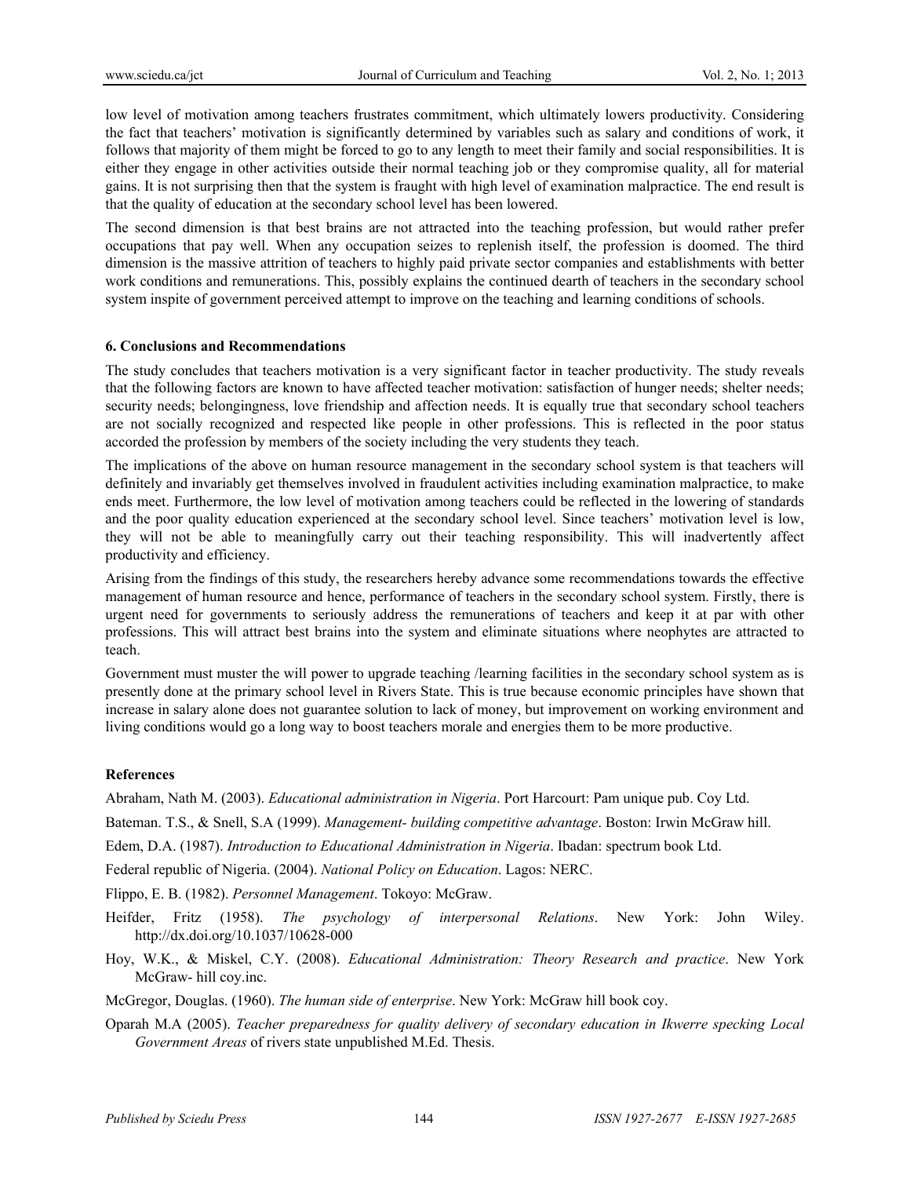low level of motivation among teachers frustrates commitment, which ultimately lowers productivity. Considering the fact that teachers' motivation is significantly determined by variables such as salary and conditions of work, it follows that majority of them might be forced to go to any length to meet their family and social responsibilities. It is either they engage in other activities outside their normal teaching job or they compromise quality, all for material gains. It is not surprising then that the system is fraught with high level of examination malpractice. The end result is that the quality of education at the secondary school level has been lowered.

The second dimension is that best brains are not attracted into the teaching profession, but would rather prefer occupations that pay well. When any occupation seizes to replenish itself, the profession is doomed. The third dimension is the massive attrition of teachers to highly paid private sector companies and establishments with better work conditions and remunerations. This, possibly explains the continued dearth of teachers in the secondary school system inspite of government perceived attempt to improve on the teaching and learning conditions of schools.

## 6. Conclusions and Recommendations

The study concludes that teachers motivation is a very significant factor in teacher productivity. The study reveals that the following factors are known to have affected teacher motivation: satisfaction of hunger needs; shelter needs; security needs; belongingness, love friendship and affection needs. It is equally true that secondary school teachers are not socially recognized and respected like people in other professions. This is reflected in the poor status accorded the profession by members of the society including the very students they teach.

The implications of the above on human resource management in the secondary school system is that teachers will definitely and invariably get themselves involved in fraudulent activities including examination malpractice, to make ends meet. Furthermore, the low level of motivation among teachers could be reflected in the lowering of standards and the poor quality education experienced at the secondary school level. Since teachers' motivation level is low, they will not be able to meaningfully carry out their teaching responsibility. This will inadvertently affect productivity and efficiency.

Arising from the findings of this study, the researchers hereby advance some recommendations towards the effective management of human resource and hence, performance of teachers in the secondary school system. Firstly, there is urgent need for governments to seriously address the remunerations of teachers and keep it at par with other professions. This will attract best brains into the system and eliminate situations where neophytes are attracted to teach.

Government must muster the will power to upgrade teaching /learning facilities in the secondary school system as is presently done at the primary school level in Rivers State. This is true because economic principles have shown that increase in salary alone does not guarantee solution to lack of money, but improvement on working environment and living conditions would go a long way to boost teachers morale and energies them to be more productive.

## References

Abraham, Nath M. (2003). *Educational administration in Nigeria*. Port Harcourt: Pam unique pub. Coy Ltd.

Bateman. T.S., & Snell, S.A (1999). *Management- building competitive advantage*. Boston: Irwin McGraw hill.

Edem, D.A. (1987). *Introduction to Educational Administration in Nigeria*. Ibadan: spectrum book Ltd.

Federal republic of Nigeria. (2004). *National Policy on Education*. Lagos: NERC.

Flippo, E. B. (1982). *Personnel Management*. Tokoyo: McGraw.

Heifder, Fritz (1958). *The psychology of interpersonal Relations*. New York: John Wiley. http://dx.doi.org/10.1037/10628-000

Hoy, W.K., & Miskel, C.Y. (2008). *Educational Administration: Theory Research and practice*. New York McGraw- hill coy.inc.

McGregor, Douglas. (1960). *The human side of enterprise*. New York: McGraw hill book coy.

Oparah M.A (2005). *Teacher preparedness for quality delivery of secondary education in Ikwerre specking Local Government Areas* of rivers state unpublished M.Ed. Thesis.